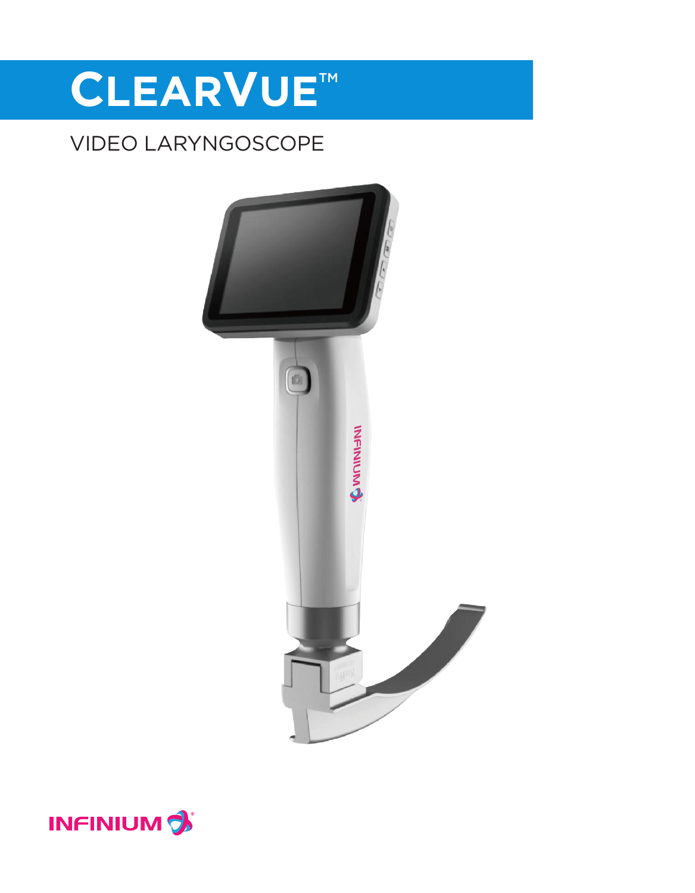# CLEARVUE™

VIDEO LARYNGOSCOPE

INFINIUM®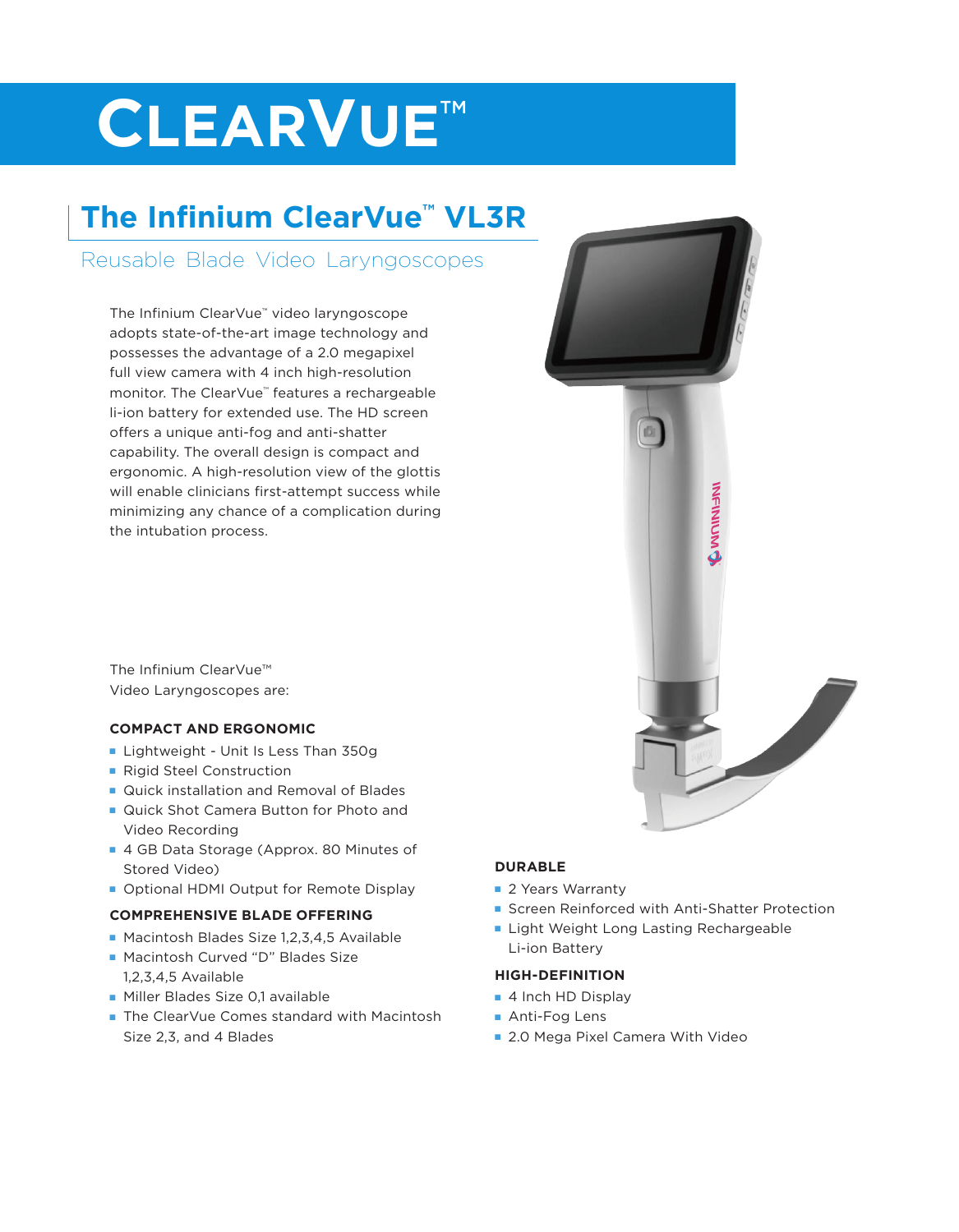# CLEARVUE™

## The Infinium ClearVue™ VL3R

### Reusable Blade Video Laryngoscopes

The Infinium ClearVue™ video laryngoscope adopts state-of-the-art image technology and possesses the advantage of a 2.0 megapixel full view camera with 4 inch high-resolution monitor. The ClearVue™ features a rechargeable li-ion battery for extended use. The HD screen offers a unique anti-fog and anti-shatter capability. The overall design is compact and ergonomic. A high-resolution view of the glottis will enable clinicians first-attempt success while minimizing any chance of a complication during the intubation process.

The Infinium ClearVue™ Video Laryngoscopes are:

**COMPACT AND ERGONOMIC**

- Lightweight - Unit Is Less Than 350g
- Rigid Steel Construction
- Quick installation and Removal of Blades
- Quick Shot Camera Button for Photo and Video Recording
- 4 GB Data Storage (Approx. 80 Minutes of Stored Video)
- Optional HDMI Output for Remote Display

**COMPREHENSIVE BLADE OFFERING**

- Macintosh Blades Size 1,2,3,4,5 Available
- Macintosh Curved "D" Blades Size 1,2,3,4,5 Available
- Miller Blades Size 0,1 available
- The ClearVue Comes standard with Macintosh Size 2,3, and 4 Blades

**DURABLE**

- 2 Years Warranty
- Screen Reinforced with Anti-Shatter Protection
- Light Weight Long Lasting Rechargeable Li-ion Battery

**HIGH-DEFINITION**

- 4 Inch HD Display
- Anti-Fog Lens
- 2.0 Mega Pixel Camera With Video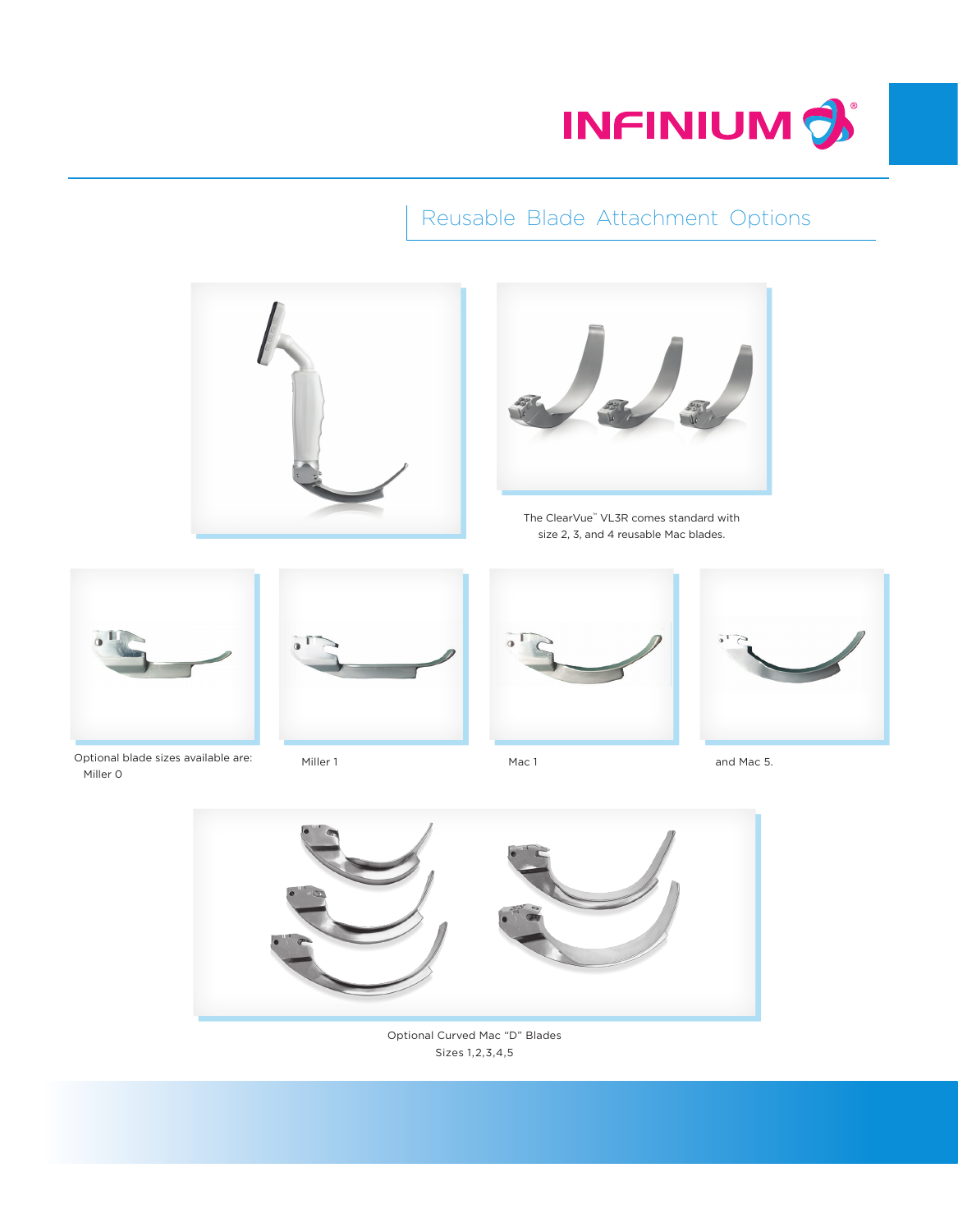## Reusable Blade Attachment Options

The ClearVue™ VL3R comes standard with size 2, 3, and 4 reusable Mac blades.

Optional blade sizes available are: Miller 0

Miller 1

Mac 1

and Mac 5.

Optional Curved Mac "D" Blades
Sizes 1,2,3,4,5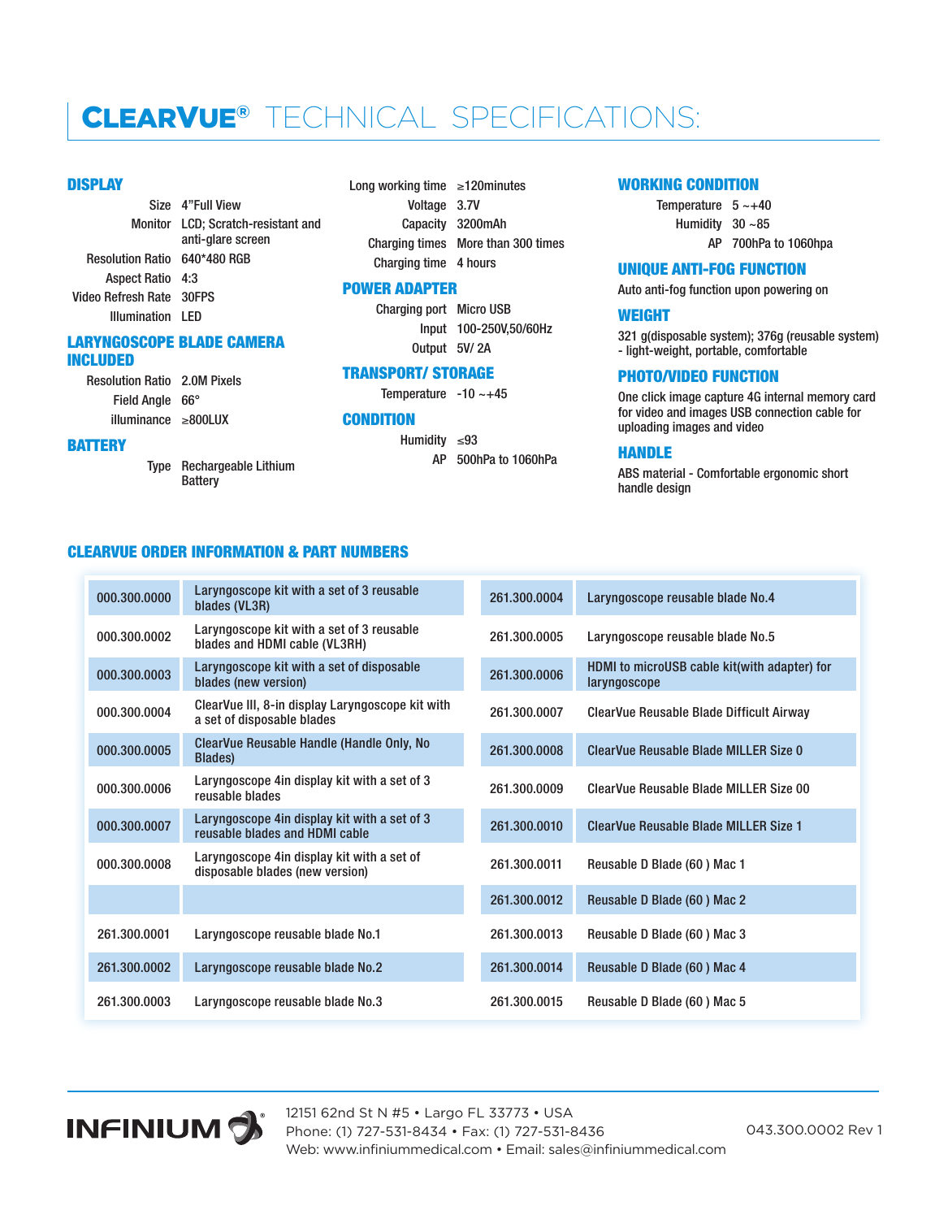# CLEARVUE® TECHNICAL SPECIFICATIONS:

### DISPLAY

| | |
|---|---|
| Size | 4"Full View |
| Monitor | LCD; Scratch-resistant and anti-glare screen |
| Resolution Ratio | 640*480 RGB |
| Aspect Ratio | 4:3 |
| Video Refresh Rate | 30FPS |
| Illumination | LED |

### LARYNGOSCOPE BLADE CAMERA INCLUDED

| | |
|---|---|
| Resolution Ratio | 2.0M Pixels |
| Field Angle | 66° |
| illuminance | ≥800LUX |

### BATTERY

| | |
|---|---|
| Type | Rechargeable Lithium Battery |
| Long working time | ≥120minutes |
| Voltage | 3.7V |
| Capacity | 3200mAh |
| Charging times | More than 300 times |
| Charging time | 4 hours |

### POWER ADAPTER

| | |
|---|---|
| Charging port | Micro USB |
| Input | 100-250V,50/60Hz |
| Output | 5V/ 2A |

### TRANSPORT/ STORAGE

| | |
|---|---|
| Temperature | -10 ~+45 |

### CONDITION

| | |
|---|---|
| Humidity | ≤93 |
| AP | 500hPa to 1060hPa |

### WORKING CONDITION

| | |
|---|---|
| Temperature | 5 ~+40 |
| Humidity | 30 ~85 |
| AP | 700hPa to 1060hpa |

### UNIQUE ANTI-FOG FUNCTION

Auto anti-fog function upon powering on

### WEIGHT

321 g(disposable system); 376g (reusable system) - light-weight, portable, comfortable

### PHOTO/VIDEO FUNCTION

One click image capture 4G internal memory card for video and images USB connection cable for uploading images and video

### HANDLE

ABS material - Comfortable ergonomic short handle design

## CLEARVUE ORDER INFORMATION & PART NUMBERS

| | | | |
|---|---|---|---|
| 000.300.0000 | Laryngoscope kit with a set of 3 reusable blades (VL3R) | 261.300.0004 | Laryngoscope reusable blade No.4 |
| 000.300.0002 | Laryngoscope kit with a set of 3 reusable blades and HDMI cable (VL3RH) | 261.300.0005 | Laryngoscope reusable blade No.5 |
| 000.300.0003 | Laryngoscope kit with a set of disposable blades (new version) | 261.300.0006 | HDMI to microUSB cable kit(with adapter) for laryngoscope |
| 000.300.0004 | ClearVue III, 8-in display Laryngoscope kit with a set of disposable blades | 261.300.0007 | ClearVue Reusable Blade Difficult Airway |
| 000.300.0005 | ClearVue Reusable Handle (Handle Only, No Blades) | 261.300.0008 | ClearVue Reusable Blade MILLER Size 0 |
| 000.300.0006 | Laryngoscope 4in display kit with a set of 3 reusable blades | 261.300.0009 | ClearVue Reusable Blade MILLER Size 00 |
| 000.300.0007 | Laryngoscope 4in display kit with a set of 3 reusable blades and HDMI cable | 261.300.0010 | ClearVue Reusable Blade MILLER Size 1 |
| 000.300.0008 | Laryngoscope 4in display kit with a set of disposable blades (new version) | 261.300.0011 | Reusable D Blade (60 ) Mac 1 |
| | | 261.300.0012 | Reusable D Blade (60 ) Mac 2 |
| 261.300.0001 | Laryngoscope reusable blade No.1 | 261.300.0013 | Reusable D Blade (60 ) Mac 3 |
| 261.300.0002 | Laryngoscope reusable blade No.2 | 261.300.0014 | Reusable D Blade (60 ) Mac 4 |
| 261.300.0003 | Laryngoscope reusable blade No.3 | 261.300.0015 | Reusable D Blade (60 ) Mac 5 |

INFINIUM

12151 62nd St N #5 • Largo FL 33773 • USA
Phone: (1) 727-531-8434 • Fax: (1) 727-531-8436
Web: www.infiniummedical.com • Email: sales@infiniummedical.com

043.300.0002 Rev 1